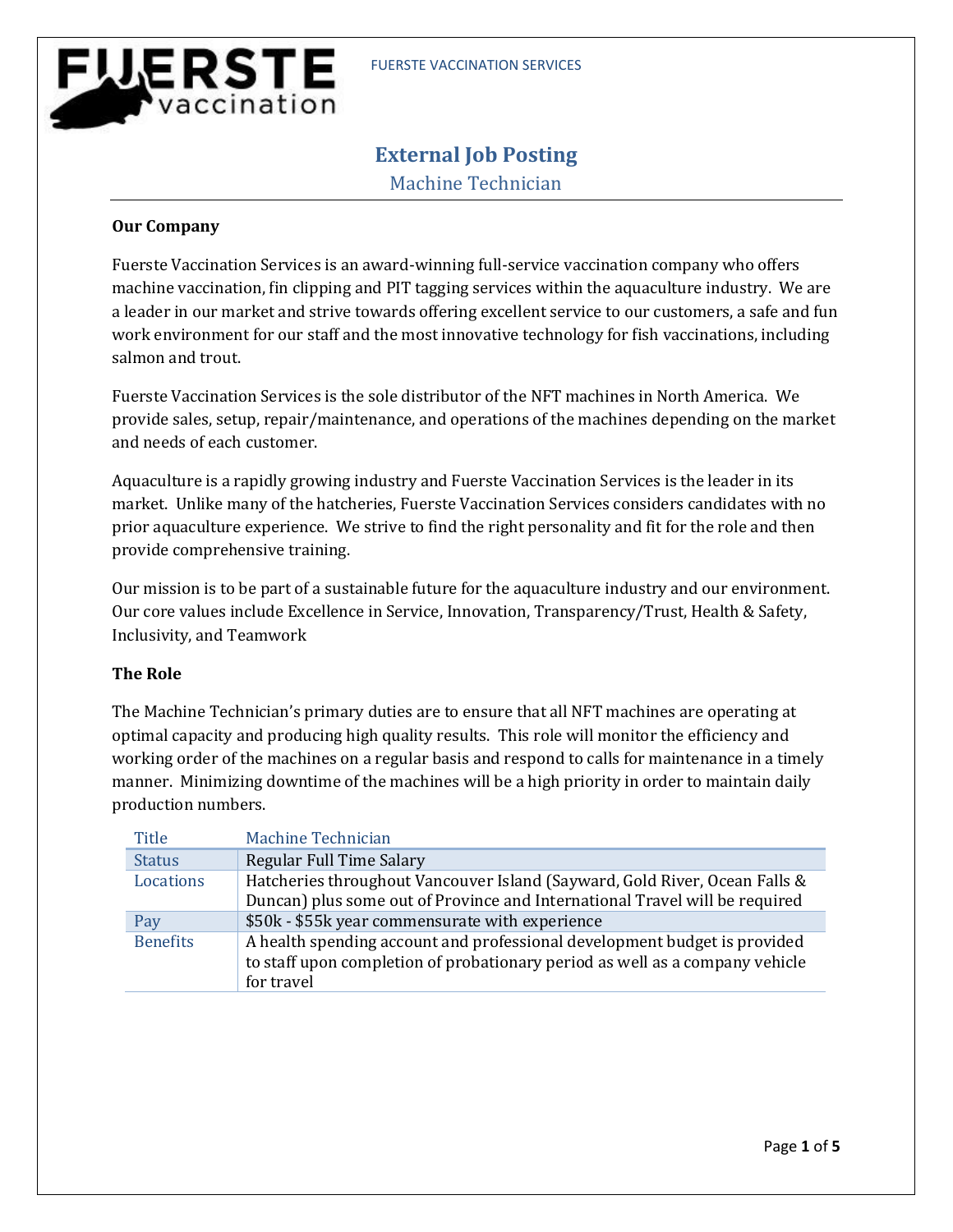# External Job Posting

## Machine Technician

**Our Company**

Fuerste Vaccination Services is an award-winning full-service vaccination company who offers machine vaccination, fin clipping and PIT tagging services within the aquaculture industry. We are a leader in our market and strive towards offering excellent service to our customers, a safe and fun work environment for our staff and the most innovative technology for fish vaccinations, including salmon and trout.

Fuerste Vaccination Services is the sole distributor of the NFT machines in North America. We provide sales, setup, repair/maintenance, and operations of the machines depending on the market and needs of each customer.

Aquaculture is a rapidly growing industry and Fuerste Vaccination Services is the leader in its market. Unlike many of the hatcheries, Fuerste Vaccination Services considers candidates with no prior aquaculture experience. We strive to find the right personality and fit for the role and then provide comprehensive training.

Our mission is to be part of a sustainable future for the aquaculture industry and our environment. Our core values include Excellence in Service, Innovation, Transparency/Trust, Health & Safety, Inclusivity, and Teamwork

**The Role**

The Machine Technician's primary duties are to ensure that all NFT machines are operating at optimal capacity and producing high quality results. This role will monitor the efficiency and working order of the machines on a regular basis and respond to calls for maintenance in a timely manner. Minimizing downtime of the machines will be a high priority in order to maintain daily production numbers.

| Title | Machine Technician |
|---|---|
| Status | Regular Full Time Salary |
| Locations | Hatcheries throughout Vancouver Island (Sayward, Gold River, Ocean Falls & Duncan) plus some out of Province and International Travel will be required |
| Pay | $50k - $55k year commensurate with experience |
| Benefits | A health spending account and professional development budget is provided to staff upon completion of probationary period as well as a company vehicle for travel |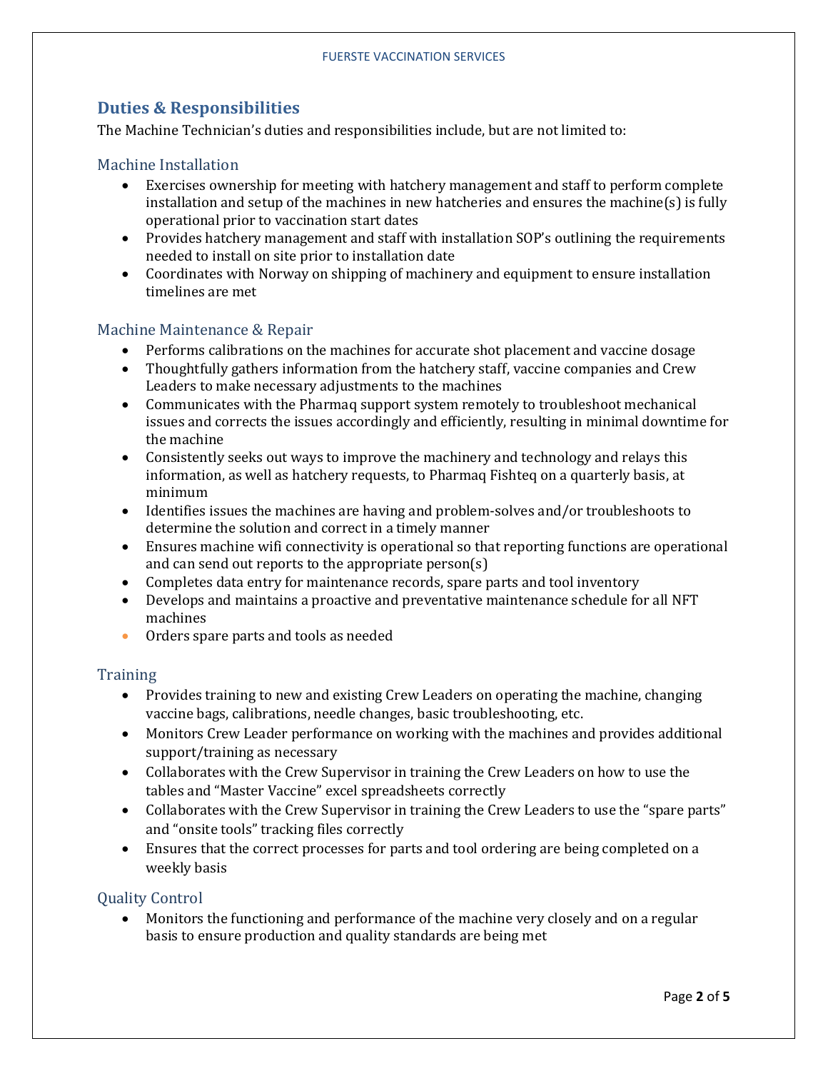## Duties & Responsibilities

The Machine Technician's duties and responsibilities include, but are not limited to:

### Machine Installation

- Exercises ownership for meeting with hatchery management and staff to perform complete installation and setup of the machines in new hatcheries and ensures the machine(s) is fully operational prior to vaccination start dates
- Provides hatchery management and staff with installation SOP's outlining the requirements needed to install on site prior to installation date
- Coordinates with Norway on shipping of machinery and equipment to ensure installation timelines are met

### Machine Maintenance & Repair

- Performs calibrations on the machines for accurate shot placement and vaccine dosage
- Thoughtfully gathers information from the hatchery staff, vaccine companies and Crew Leaders to make necessary adjustments to the machines
- Communicates with the Pharmaq support system remotely to troubleshoot mechanical issues and corrects the issues accordingly and efficiently, resulting in minimal downtime for the machine
- Consistently seeks out ways to improve the machinery and technology and relays this information, as well as hatchery requests, to Pharmaq Fishteq on a quarterly basis, at minimum
- Identifies issues the machines are having and problem-solves and/or troubleshoots to determine the solution and correct in a timely manner
- Ensures machine wifi connectivity is operational so that reporting functions are operational and can send out reports to the appropriate person(s)
- Completes data entry for maintenance records, spare parts and tool inventory
- Develops and maintains a proactive and preventative maintenance schedule for all NFT machines
- Orders spare parts and tools as needed

### Training

- Provides training to new and existing Crew Leaders on operating the machine, changing vaccine bags, calibrations, needle changes, basic troubleshooting, etc.
- Monitors Crew Leader performance on working with the machines and provides additional support/training as necessary
- Collaborates with the Crew Supervisor in training the Crew Leaders on how to use the tables and "Master Vaccine" excel spreadsheets correctly
- Collaborates with the Crew Supervisor in training the Crew Leaders to use the "spare parts" and "onsite tools" tracking files correctly
- Ensures that the correct processes for parts and tool ordering are being completed on a weekly basis

### Quality Control

- Monitors the functioning and performance of the machine very closely and on a regular basis to ensure production and quality standards are being met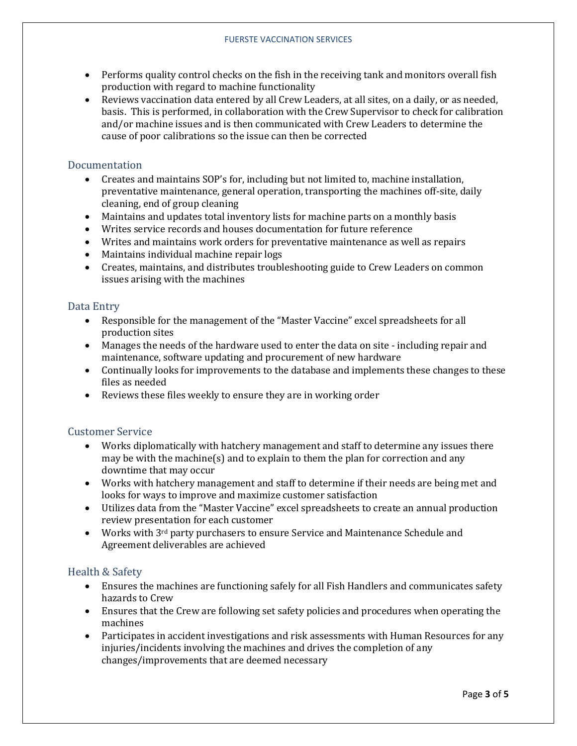- Performs quality control checks on the fish in the receiving tank and monitors overall fish production with regard to machine functionality
- Reviews vaccination data entered by all Crew Leaders, at all sites, on a daily, or as needed, basis. This is performed, in collaboration with the Crew Supervisor to check for calibration and/or machine issues and is then communicated with Crew Leaders to determine the cause of poor calibrations so the issue can then be corrected

## Documentation

- Creates and maintains SOP's for, including but not limited to, machine installation, preventative maintenance, general operation, transporting the machines off-site, daily cleaning, end of group cleaning
- Maintains and updates total inventory lists for machine parts on a monthly basis
- Writes service records and houses documentation for future reference
- Writes and maintains work orders for preventative maintenance as well as repairs
- Maintains individual machine repair logs
- Creates, maintains, and distributes troubleshooting guide to Crew Leaders on common issues arising with the machines

## Data Entry

- Responsible for the management of the "Master Vaccine" excel spreadsheets for all production sites
- Manages the needs of the hardware used to enter the data on site - including repair and maintenance, software updating and procurement of new hardware
- Continually looks for improvements to the database and implements these changes to these files as needed
- Reviews these files weekly to ensure they are in working order

## Customer Service

- Works diplomatically with hatchery management and staff to determine any issues there may be with the machine(s) and to explain to them the plan for correction and any downtime that may occur
- Works with hatchery management and staff to determine if their needs are being met and looks for ways to improve and maximize customer satisfaction
- Utilizes data from the "Master Vaccine" excel spreadsheets to create an annual production review presentation for each customer
- Works with 3rd party purchasers to ensure Service and Maintenance Schedule and Agreement deliverables are achieved

## Health & Safety

- Ensures the machines are functioning safely for all Fish Handlers and communicates safety hazards to Crew
- Ensures that the Crew are following set safety policies and procedures when operating the machines
- Participates in accident investigations and risk assessments with Human Resources for any injuries/incidents involving the machines and drives the completion of any changes/improvements that are deemed necessary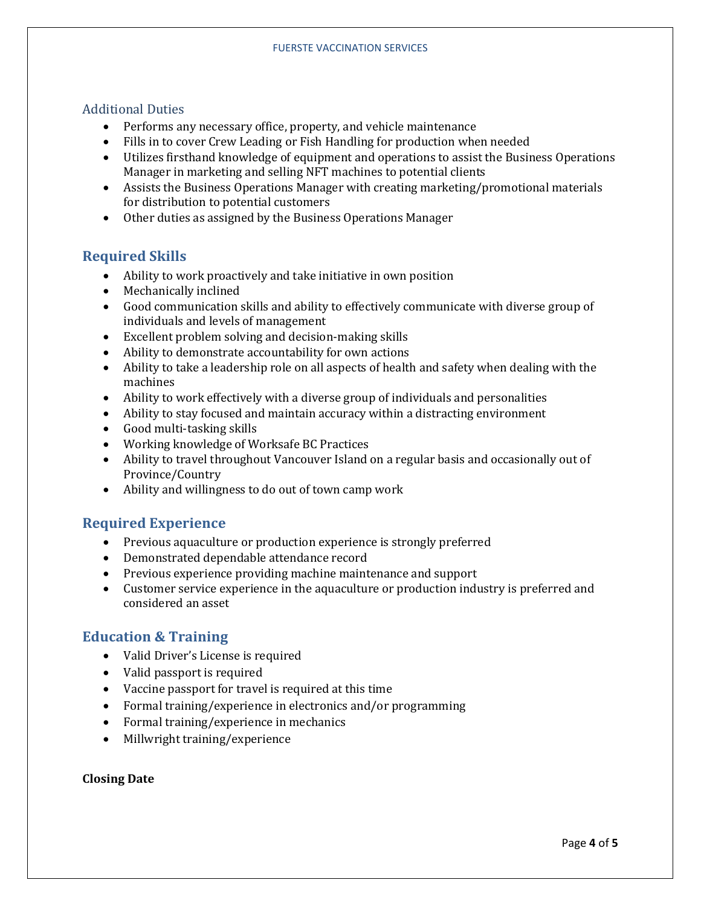### Additional Duties

- Performs any necessary office, property, and vehicle maintenance
- Fills in to cover Crew Leading or Fish Handling for production when needed
- Utilizes firsthand knowledge of equipment and operations to assist the Business Operations Manager in marketing and selling NFT machines to potential clients
- Assists the Business Operations Manager with creating marketing/promotional materials for distribution to potential customers
- Other duties as assigned by the Business Operations Manager

## Required Skills

- Ability to work proactively and take initiative in own position
- Mechanically inclined
- Good communication skills and ability to effectively communicate with diverse group of individuals and levels of management
- Excellent problem solving and decision-making skills
- Ability to demonstrate accountability for own actions
- Ability to take a leadership role on all aspects of health and safety when dealing with the machines
- Ability to work effectively with a diverse group of individuals and personalities
- Ability to stay focused and maintain accuracy within a distracting environment
- Good multi-tasking skills
- Working knowledge of Worksafe BC Practices
- Ability to travel throughout Vancouver Island on a regular basis and occasionally out of Province/Country
- Ability and willingness to do out of town camp work

## Required Experience

- Previous aquaculture or production experience is strongly preferred
- Demonstrated dependable attendance record
- Previous experience providing machine maintenance and support
- Customer service experience in the aquaculture or production industry is preferred and considered an asset

## Education & Training

- Valid Driver's License is required
- Valid passport is required
- Vaccine passport for travel is required at this time
- Formal training/experience in electronics and/or programming
- Formal training/experience in mechanics
- Millwright training/experience

**Closing Date**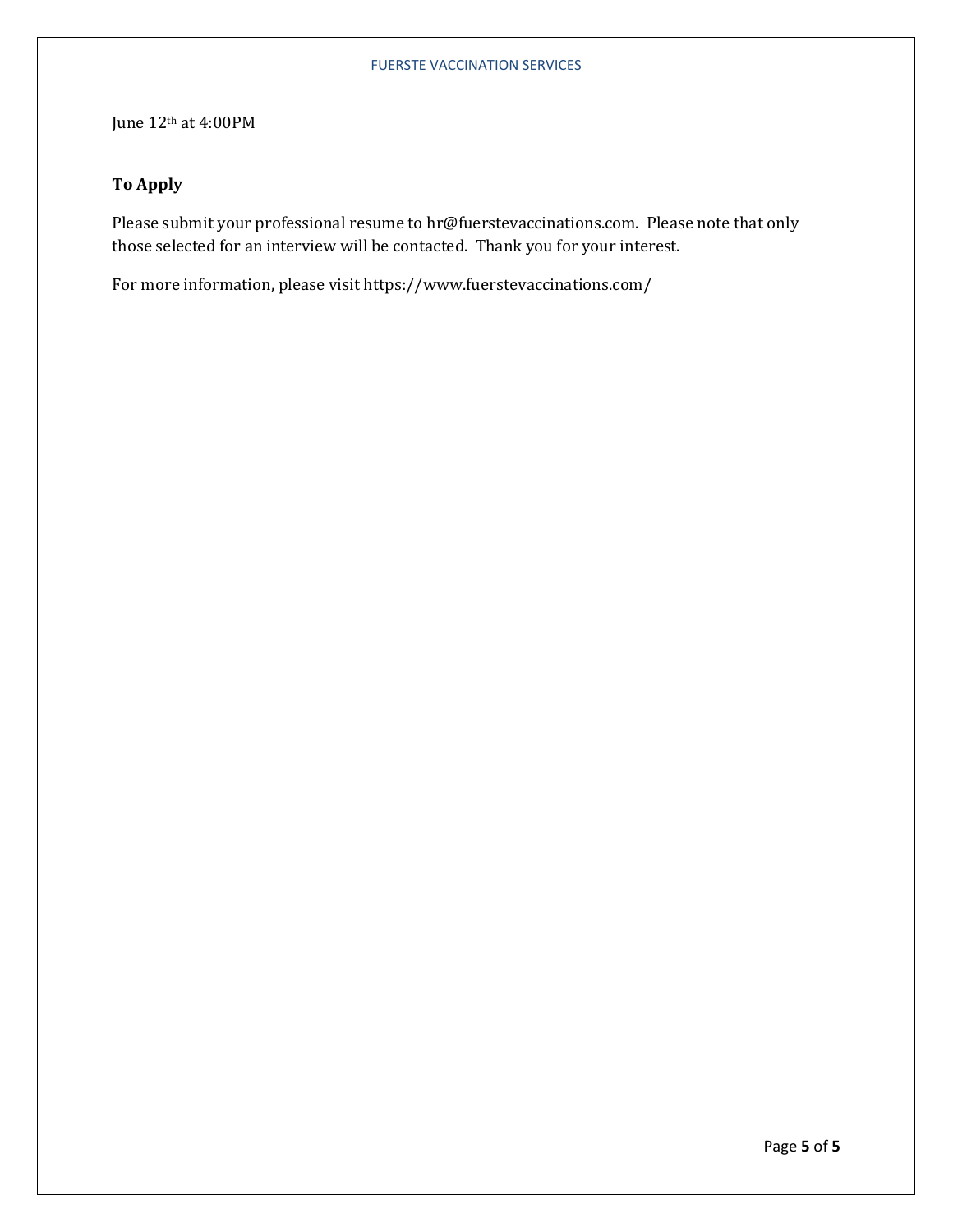June 12th at 4:00PM

**To Apply**

Please submit your professional resume to hr@fuerstevaccinations.com. Please note that only those selected for an interview will be contacted. Thank you for your interest.

For more information, please visit https://www.fuerstevaccinations.com/